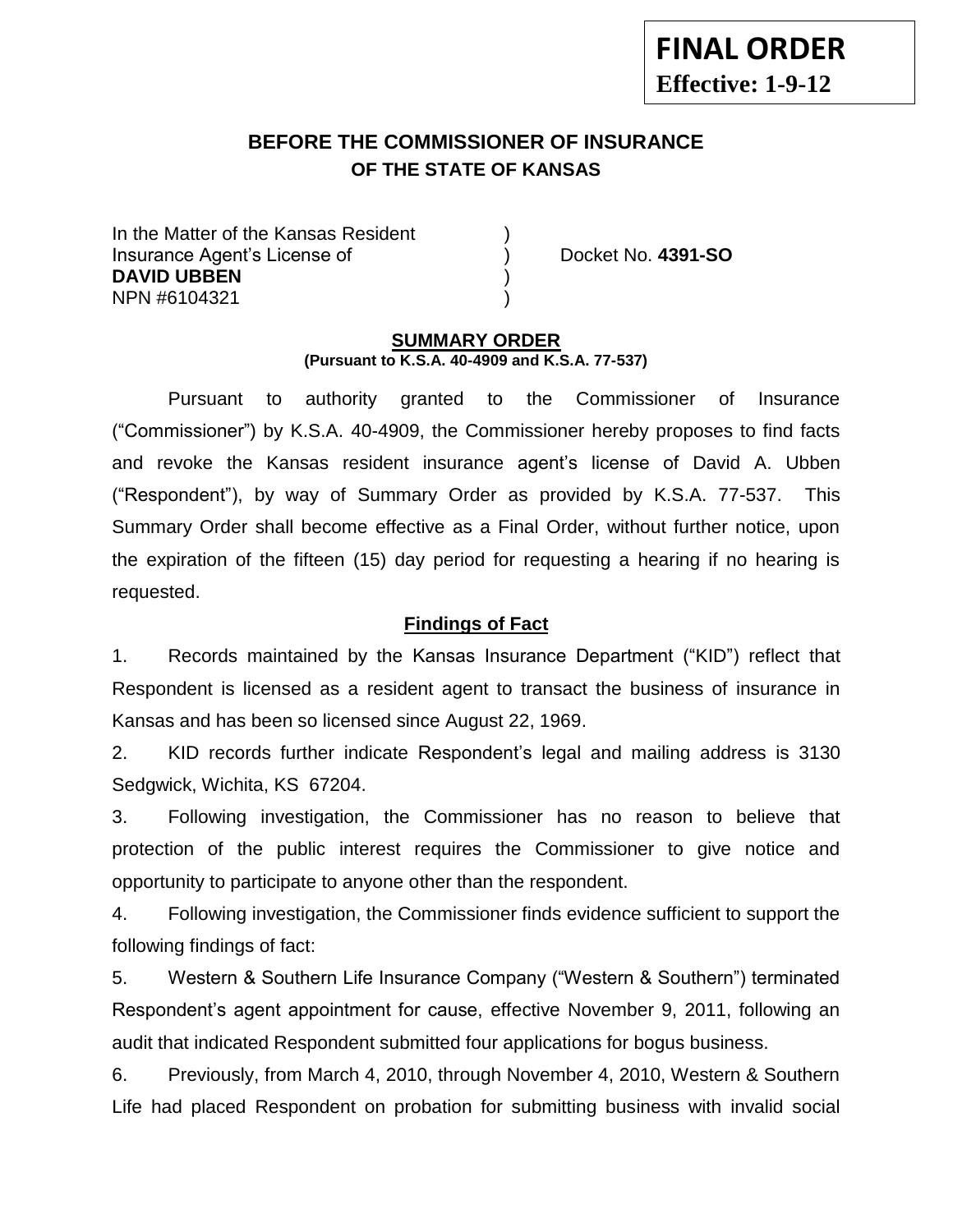**FINAL ORDER**
**Effective: 1-9-12**

# BEFORE THE COMMISSIONER OF INSURANCE
## OF THE STATE OF KANSAS

In the Matter of the Kansas Resident )
Insurance Agent's License of ) Docket No. **4391-SO**
**DAVID UBBEN** )
NPN #6104321 )

### SUMMARY ORDER
**(Pursuant to K.S.A. 40-4909 and K.S.A. 77-537)**

Pursuant to authority granted to the Commissioner of Insurance ("Commissioner") by K.S.A. 40-4909, the Commissioner hereby proposes to find facts and revoke the Kansas resident insurance agent's license of David A. Ubben ("Respondent"), by way of Summary Order as provided by K.S.A. 77-537. This Summary Order shall become effective as a Final Order, without further notice, upon the expiration of the fifteen (15) day period for requesting a hearing if no hearing is requested.

### Findings of Fact

1. Records maintained by the Kansas Insurance Department ("KID") reflect that Respondent is licensed as a resident agent to transact the business of insurance in Kansas and has been so licensed since August 22, 1969.

2. KID records further indicate Respondent's legal and mailing address is 3130 Sedgwick, Wichita, KS 67204.

3. Following investigation, the Commissioner has no reason to believe that protection of the public interest requires the Commissioner to give notice and opportunity to participate to anyone other than the respondent.

4. Following investigation, the Commissioner finds evidence sufficient to support the following findings of fact:

5. Western & Southern Life Insurance Company ("Western & Southern") terminated Respondent's agent appointment for cause, effective November 9, 2011, following an audit that indicated Respondent submitted four applications for bogus business.

6. Previously, from March 4, 2010, through November 4, 2010, Western & Southern Life had placed Respondent on probation for submitting business with invalid social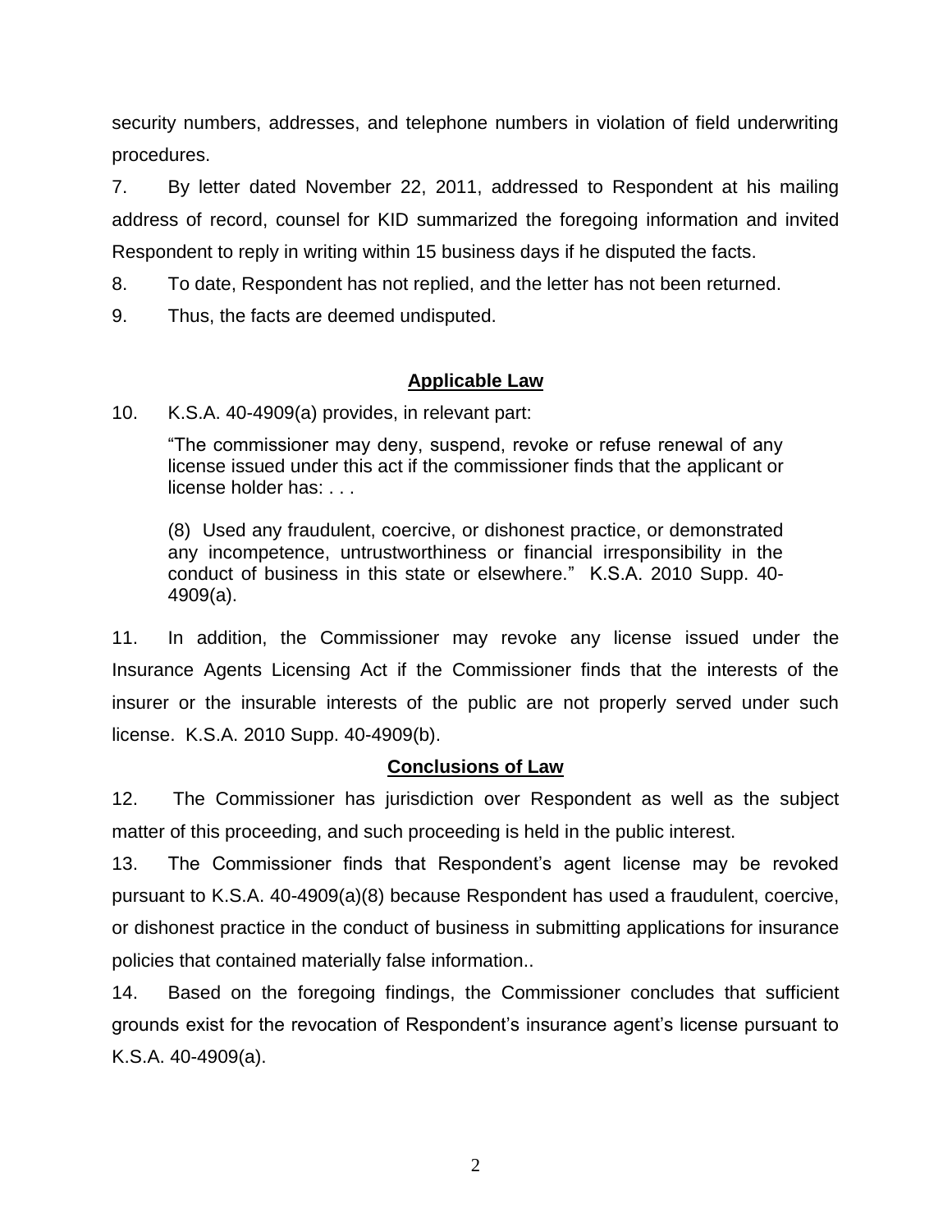security numbers, addresses, and telephone numbers in violation of field underwriting procedures.

7. By letter dated November 22, 2011, addressed to Respondent at his mailing address of record, counsel for KID summarized the foregoing information and invited Respondent to reply in writing within 15 business days if he disputed the facts.

8. To date, Respondent has not replied, and the letter has not been returned.

9. Thus, the facts are deemed undisputed.

## Applicable Law

10. K.S.A. 40-4909(a) provides, in relevant part:

> "The commissioner may deny, suspend, revoke or refuse renewal of any license issued under this act if the commissioner finds that the applicant or license holder has: . . .
>
> (8) Used any fraudulent, coercive, or dishonest practice, or demonstrated any incompetence, untrustworthiness or financial irresponsibility in the conduct of business in this state or elsewhere." K.S.A. 2010 Supp. 40-4909(a).

11. In addition, the Commissioner may revoke any license issued under the Insurance Agents Licensing Act if the Commissioner finds that the interests of the insurer or the insurable interests of the public are not properly served under such license. K.S.A. 2010 Supp. 40-4909(b).

## Conclusions of Law

12. The Commissioner has jurisdiction over Respondent as well as the subject matter of this proceeding, and such proceeding is held in the public interest.

13. The Commissioner finds that Respondent's agent license may be revoked pursuant to K.S.A. 40-4909(a)(8) because Respondent has used a fraudulent, coercive, or dishonest practice in the conduct of business in submitting applications for insurance policies that contained materially false information..

14. Based on the foregoing findings, the Commissioner concludes that sufficient grounds exist for the revocation of Respondent's insurance agent's license pursuant to K.S.A. 40-4909(a).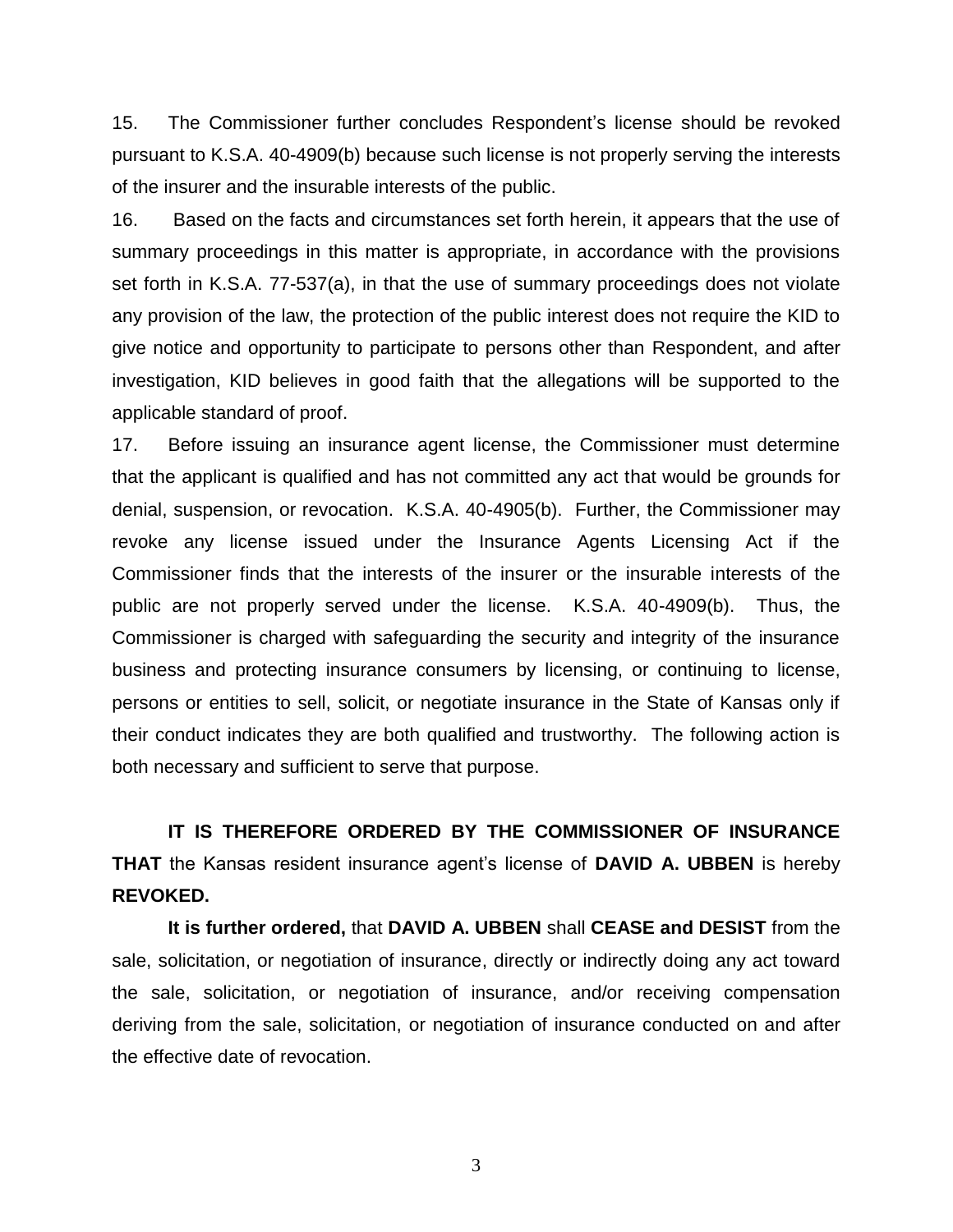15. The Commissioner further concludes Respondent's license should be revoked pursuant to K.S.A. 40-4909(b) because such license is not properly serving the interests of the insurer and the insurable interests of the public.

16. Based on the facts and circumstances set forth herein, it appears that the use of summary proceedings in this matter is appropriate, in accordance with the provisions set forth in K.S.A. 77-537(a), in that the use of summary proceedings does not violate any provision of the law, the protection of the public interest does not require the KID to give notice and opportunity to participate to persons other than Respondent, and after investigation, KID believes in good faith that the allegations will be supported to the applicable standard of proof.

17. Before issuing an insurance agent license, the Commissioner must determine that the applicant is qualified and has not committed any act that would be grounds for denial, suspension, or revocation. K.S.A. 40-4905(b). Further, the Commissioner may revoke any license issued under the Insurance Agents Licensing Act if the Commissioner finds that the interests of the insurer or the insurable interests of the public are not properly served under the license. K.S.A. 40-4909(b). Thus, the Commissioner is charged with safeguarding the security and integrity of the insurance business and protecting insurance consumers by licensing, or continuing to license, persons or entities to sell, solicit, or negotiate insurance in the State of Kansas only if their conduct indicates they are both qualified and trustworthy. The following action is both necessary and sufficient to serve that purpose.

**IT IS THEREFORE ORDERED BY THE COMMISSIONER OF INSURANCE THAT** the Kansas resident insurance agent's license of **DAVID A. UBBEN** is hereby **REVOKED.**

**It is further ordered,** that **DAVID A. UBBEN** shall **CEASE and DESIST** from the sale, solicitation, or negotiation of insurance, directly or indirectly doing any act toward the sale, solicitation, or negotiation of insurance, and/or receiving compensation deriving from the sale, solicitation, or negotiation of insurance conducted on and after the effective date of revocation.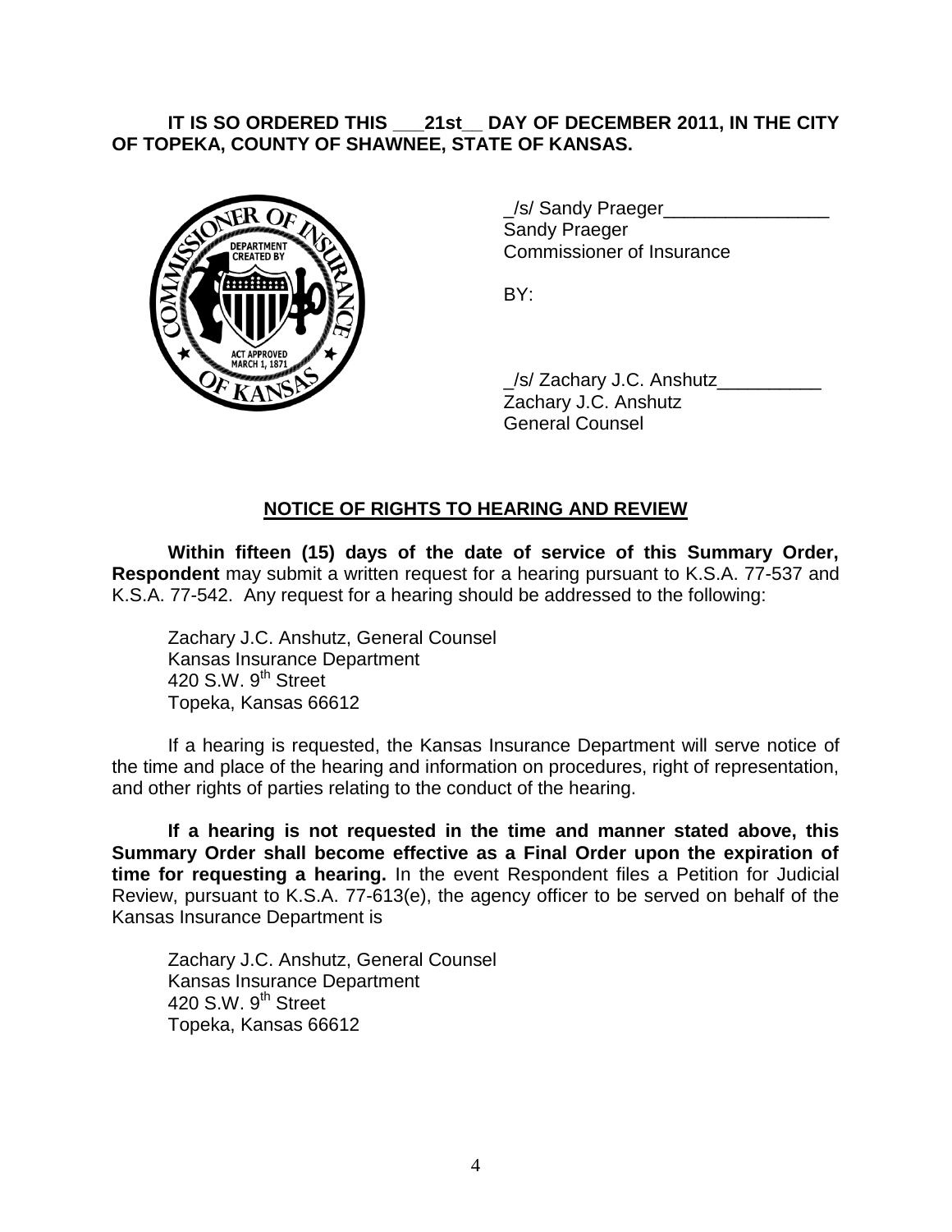**IT IS SO ORDERED THIS ___21st__ DAY OF DECEMBER 2011, IN THE CITY OF TOPEKA, COUNTY OF SHAWNEE, STATE OF KANSAS.**

_/s/ Sandy Praeger________________
Sandy Praeger
Commissioner of Insurance

BY:

_/s/ Zachary J.C. Anshutz__________
Zachary J.C. Anshutz
General Counsel

## NOTICE OF RIGHTS TO HEARING AND REVIEW

**Within fifteen (15) days of the date of service of this Summary Order, Respondent** may submit a written request for a hearing pursuant to K.S.A. 77-537 and K.S.A. 77-542. Any request for a hearing should be addressed to the following:

Zachary J.C. Anshutz, General Counsel
Kansas Insurance Department
420 S.W. 9th Street
Topeka, Kansas 66612

If a hearing is requested, the Kansas Insurance Department will serve notice of the time and place of the hearing and information on procedures, right of representation, and other rights of parties relating to the conduct of the hearing.

**If a hearing is not requested in the time and manner stated above, this Summary Order shall become effective as a Final Order upon the expiration of time for requesting a hearing.** In the event Respondent files a Petition for Judicial Review, pursuant to K.S.A. 77-613(e), the agency officer to be served on behalf of the Kansas Insurance Department is

Zachary J.C. Anshutz, General Counsel
Kansas Insurance Department
420 S.W. 9th Street
Topeka, Kansas 66612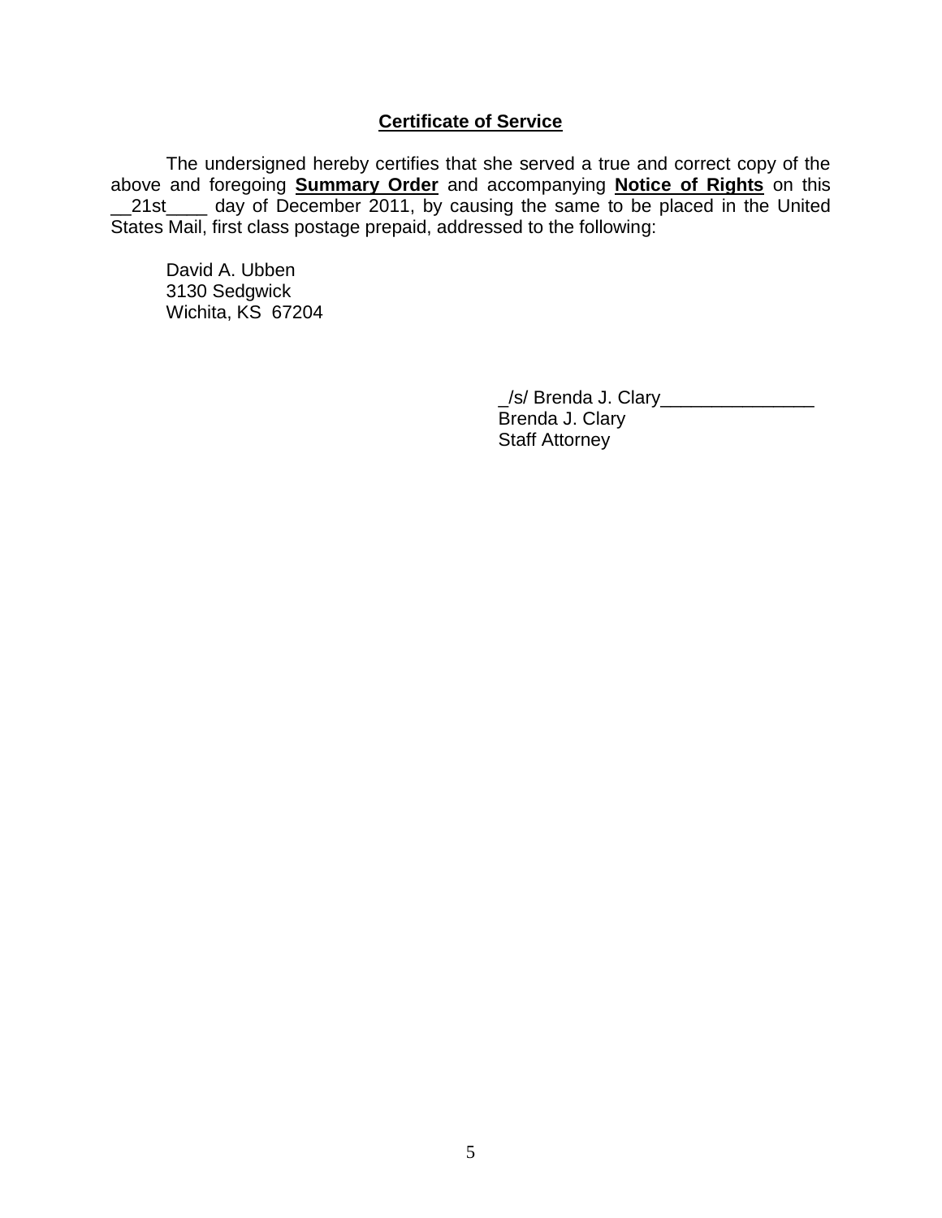**<u>Certificate of Service</u>**

The undersigned hereby certifies that she served a true and correct copy of the above and foregoing **<u>Summary Order</u>** and accompanying **<u>Notice of Rights</u>** on this __21st____ day of December 2011, by causing the same to be placed in the United States Mail, first class postage prepaid, addressed to the following:

David A. Ubben
3130 Sedgwick
Wichita, KS 67204

_/s/ Brenda J. Clary_______________
Brenda J. Clary
Staff Attorney